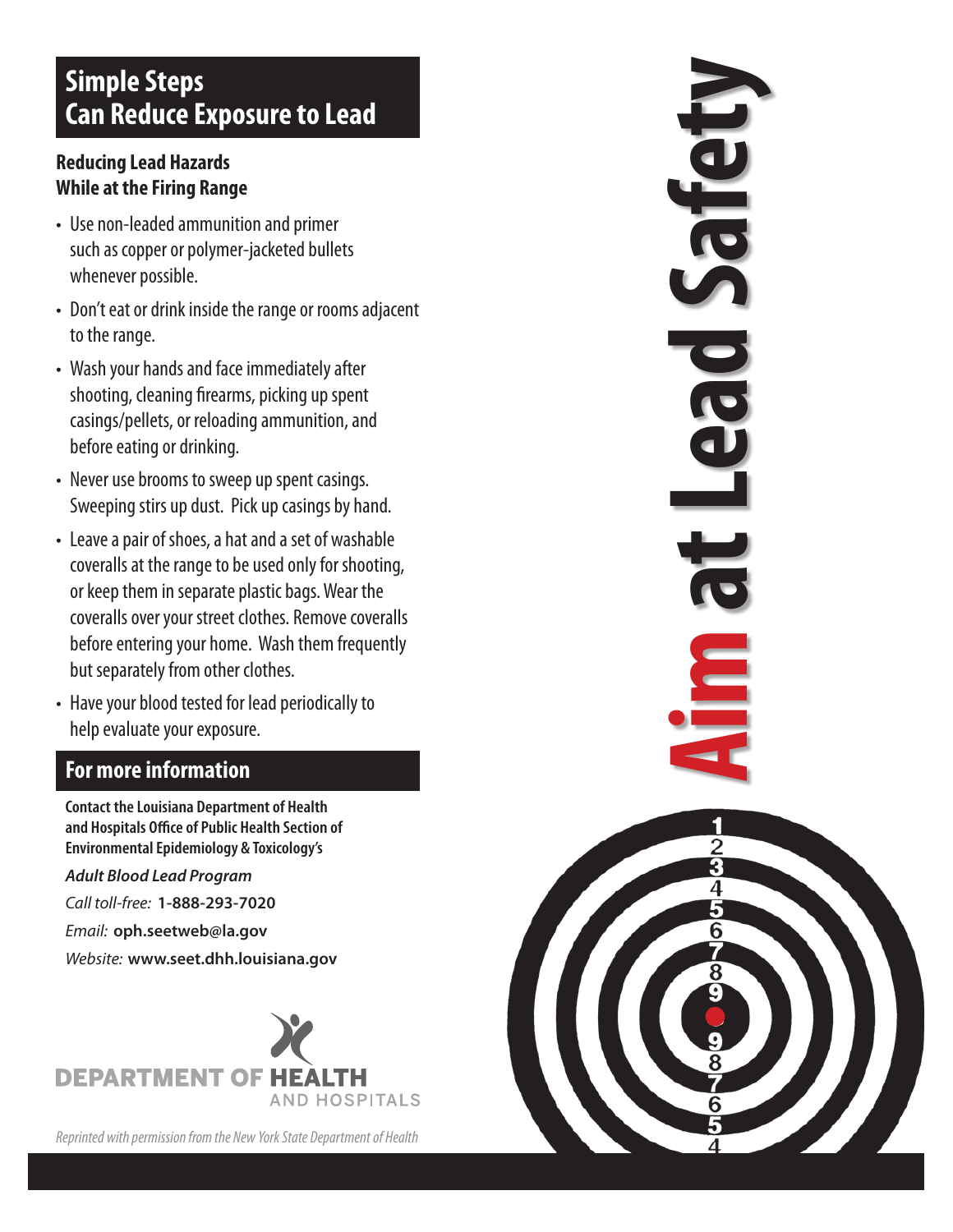# Aim at Lead Safety

## Simple Steps Can Reduce Exposure to Lead

### Reducing Lead Hazards While at the Firing Range

- Use non-leaded ammunition and primer such as copper or polymer-jacketed bullets whenever possible.
- Don't eat or drink inside the range or rooms adjacent to the range.
- Wash your hands and face immediately after shooting, cleaning firearms, picking up spent casings/pellets, or reloading ammunition, and before eating or drinking.
- Never use brooms to sweep up spent casings. Sweeping stirs up dust. Pick up casings by hand.
- Leave a pair of shoes, a hat and a set of washable coveralls at the range to be used only for shooting, or keep them in separate plastic bags. Wear the coveralls over your street clothes. Remove coveralls before entering your home. Wash them frequently but separately from other clothes.
- Have your blood tested for lead periodically to help evaluate your exposure.

## For more information

**Contact the Louisiana Department of Health and Hospitals Office of Public Health Section of Environmental Epidemiology & Toxicology's**

***Adult Blood Lead Program***

*Call toll-free:* **1-888-293-7020**

*Email:* **oph.seetweb@la.gov**

*Website:* **www.seet.dhh.louisiana.gov**

DEPARTMENT OF HEALTH AND HOSPITALS

*Reprinted with permission from the New York State Department of Health*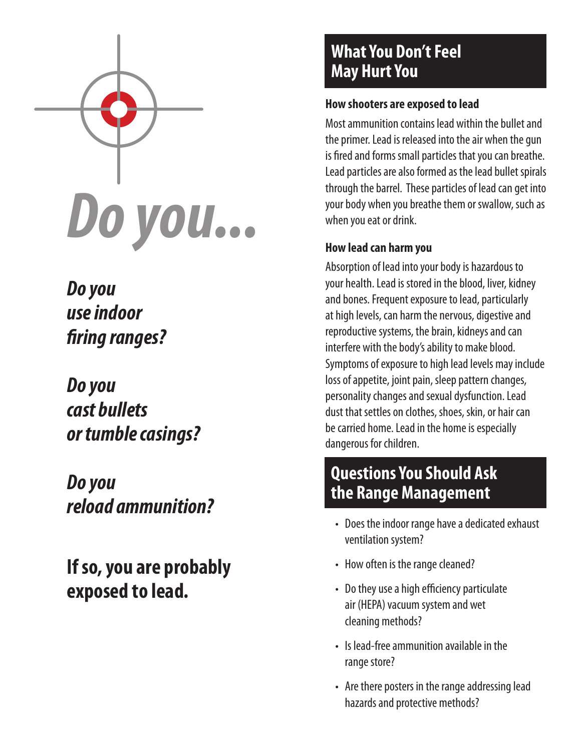# *Do you...*

***Do you use indoor firing ranges?***

***Do you cast bullets or tumble casings?***

***Do you reload ammunition?***

**If so, you are probably exposed to lead.**

## What You Don't Feel May Hurt You

### How shooters are exposed to lead

Most ammunition contains lead within the bullet and the primer. Lead is released into the air when the gun is fired and forms small particles that you can breathe. Lead particles are also formed as the lead bullet spirals through the barrel. These particles of lead can get into your body when you breathe them or swallow, such as when you eat or drink.

### How lead can harm you

Absorption of lead into your body is hazardous to your health. Lead is stored in the blood, liver, kidney and bones. Frequent exposure to lead, particularly at high levels, can harm the nervous, digestive and reproductive systems, the brain, kidneys and can interfere with the body's ability to make blood. Symptoms of exposure to high lead levels may include loss of appetite, joint pain, sleep pattern changes, personality changes and sexual dysfunction. Lead dust that settles on clothes, shoes, skin, or hair can be carried home. Lead in the home is especially dangerous for children.

## Questions You Should Ask the Range Management

- Does the indoor range have a dedicated exhaust ventilation system?
- How often is the range cleaned?
- Do they use a high efficiency particulate air (HEPA) vacuum system and wet cleaning methods?
- Is lead-free ammunition available in the range store?
- Are there posters in the range addressing lead hazards and protective methods?